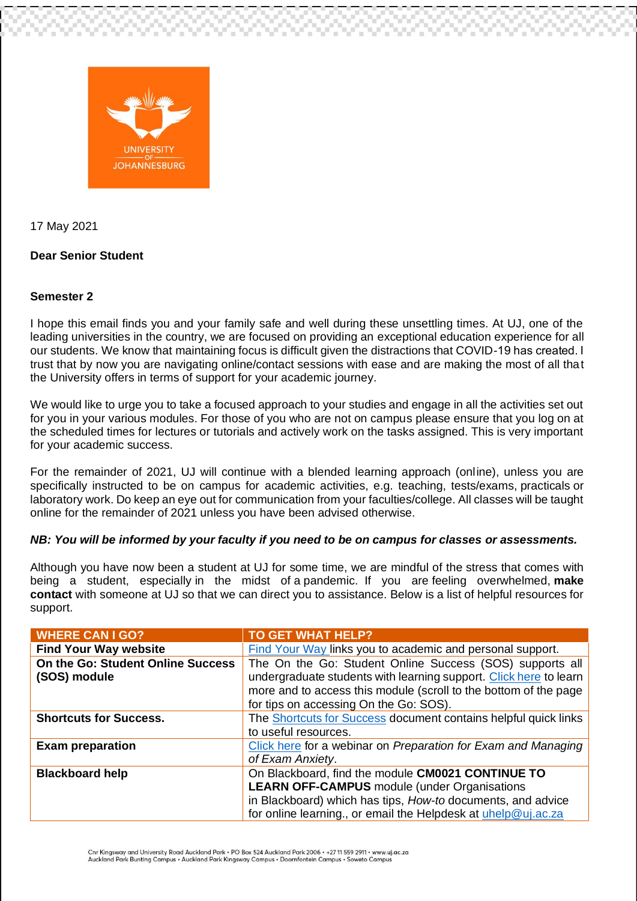17 May 2021

**Dear Senior Student**

**Semester 2**

I hope this email finds you and your family safe and well during these unsettling times. At UJ, one of the leading universities in the country, we are focused on providing an exceptional education experience for all our students. We know that maintaining focus is difficult given the distractions that COVID-19 has created. I trust that by now you are navigating online/contact sessions with ease and are making the most of all that the University offers in terms of support for your academic journey.

We would like to urge you to take a focused approach to your studies and engage in all the activities set out for you in your various modules. For those of you who are not on campus please ensure that you log on at the scheduled times for lectures or tutorials and actively work on the tasks assigned. This is very important for your academic success.

For the remainder of 2021, UJ will continue with a blended learning approach (online), unless you are specifically instructed to be on campus for academic activities, e.g. teaching, tests/exams, practicals or laboratory work. Do keep an eye out for communication from your faculties/college. All classes will be taught online for the remainder of 2021 unless you have been advised otherwise.

***NB: You will be informed by your faculty if you need to be on campus for classes or assessments.***

Although you have now been a student at UJ for some time, we are mindful of the stress that comes with being a student, especially in the midst of a pandemic. If you are feeling overwhelmed, **make contact** with someone at UJ so that we can direct you to assistance. Below is a list of helpful resources for support.

| WHERE CAN I GO? | TO GET WHAT HELP? |
|---|---|
| **Find Your Way website** | Find Your Way links you to academic and personal support. |
| **On the Go: Student Online Success (SOS) module** | The On the Go: Student Online Success (SOS) supports all undergraduate students with learning support. Click here to learn more and to access this module (scroll to the bottom of the page for tips on accessing On the Go: SOS). |
| **Shortcuts for Success.** | The Shortcuts for Success document contains helpful quick links to useful resources. |
| **Exam preparation** | Click here for a webinar on *Preparation for Exam and Managing of Exam Anxiety*. |
| **Blackboard help** | On Blackboard, find the module **CM0021 CONTINUE TO LEARN OFF-CAMPUS** module (under Organisations in Blackboard) which has tips, *How-to* documents, and advice for online learning., or email the Helpdesk at uhelp@uj.ac.za |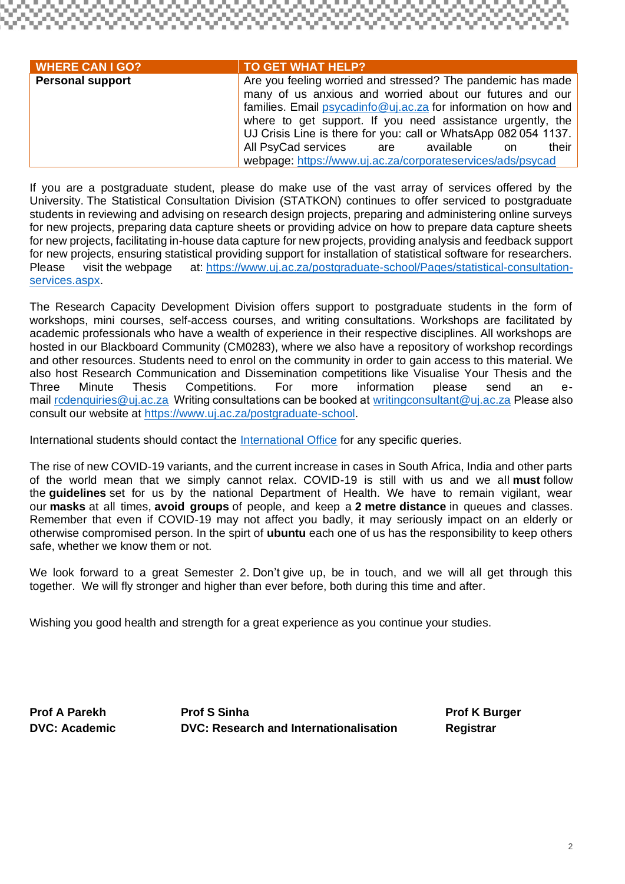| WHERE CAN I GO? | TO GET WHAT HELP? |
| --- | --- |
| **Personal support** | Are you feeling worried and stressed? The pandemic has made many of us anxious and worried about our futures and our families. Email psycadinfo@uj.ac.za for information on how and where to get support. If you need assistance urgently, the UJ Crisis Line is there for you: call or WhatsApp 082 054 1137. All PsyCad services are available on their webpage: https://www.uj.ac.za/corporateservices/ads/psycad |

If you are a postgraduate student, please do make use of the vast array of services offered by the University. The Statistical Consultation Division (STATKON) continues to offer serviced to postgraduate students in reviewing and advising on research design projects, preparing and administering online surveys for new projects, preparing data capture sheets or providing advice on how to prepare data capture sheets for new projects, facilitating in-house data capture for new projects, providing analysis and feedback support for new projects, ensuring statistical providing support for installation of statistical software for researchers. Please visit the webpage at: https://www.uj.ac.za/postgraduate-school/Pages/statistical-consultation-services.aspx.

The Research Capacity Development Division offers support to postgraduate students in the form of workshops, mini courses, self-access courses, and writing consultations. Workshops are facilitated by academic professionals who have a wealth of experience in their respective disciplines. All workshops are hosted in our Blackboard Community (CM0283), where we also have a repository of workshop recordings and other resources. Students need to enrol on the community in order to gain access to this material. We also host Research Communication and Dissemination competitions like Visualise Your Thesis and the Three Minute Thesis Competitions. For more information please send an e-mail rcdenquiries@uj.ac.za Writing consultations can be booked at writingconsultant@uj.ac.za Please also consult our website at https://www.uj.ac.za/postgraduate-school.

International students should contact the International Office for any specific queries.

The rise of new COVID-19 variants, and the current increase in cases in South Africa, India and other parts of the world mean that we simply cannot relax. COVID-19 is still with us and we all **must** follow the **guidelines** set for us by the national Department of Health. We have to remain vigilant, wear our **masks** at all times, **avoid groups** of people, and keep a **2 metre distance** in queues and classes. Remember that even if COVID-19 may not affect you badly, it may seriously impact on an elderly or otherwise compromised person. In the spirt of **ubuntu** each one of us has the responsibility to keep others safe, whether we know them or not.

We look forward to a great Semester 2. Don't give up, be in touch, and we will all get through this together. We will fly stronger and higher than ever before, both during this time and after.

Wishing you good health and strength for a great experience as you continue your studies.

**Prof A Parekh**
**DVC: Academic**

**Prof S Sinha**
**DVC: Research and Internationalisation**

**Prof K Burger**
**Registrar**